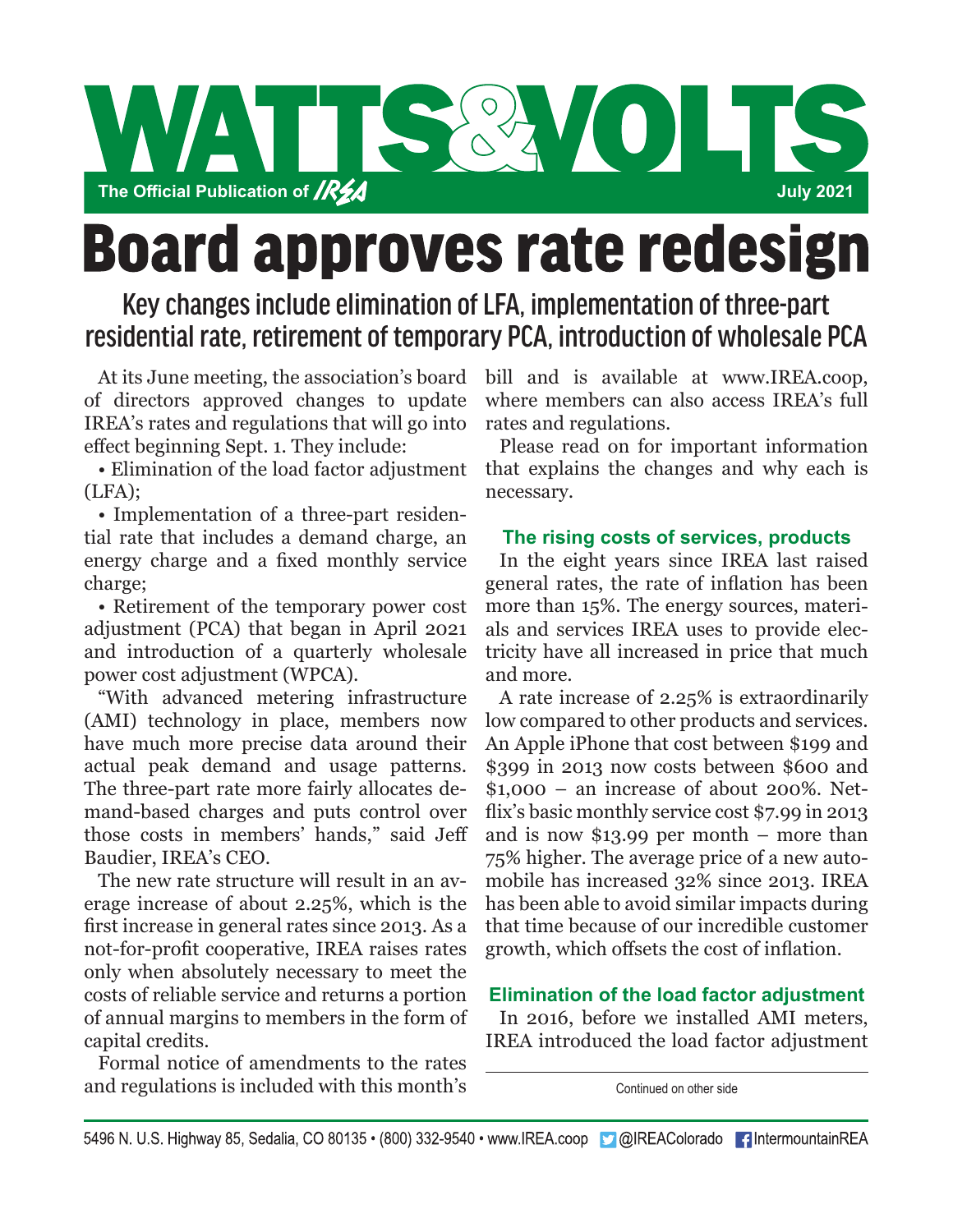# WATTS&VOLTS

The Official Publication of IREA — July 2021

# Board approves rate redesign

## Key changes include elimination of LFA, implementation of three-part residential rate, retirement of temporary PCA, introduction of wholesale PCA

At its June meeting, the association's board of directors approved changes to update IREA's rates and regulations that will go into effect beginning Sept. 1. They include:

- Elimination of the load factor adjustment (LFA);
- Implementation of a three-part residential rate that includes a demand charge, an energy charge and a fixed monthly service charge;
- Retirement of the temporary power cost adjustment (PCA) that began in April 2021 and introduction of a quarterly wholesale power cost adjustment (WPCA).

"With advanced metering infrastructure (AMI) technology in place, members now have much more precise data around their actual peak demand and usage patterns. The three-part rate more fairly allocates demand-based charges and puts control over those costs in members' hands," said Jeff Baudier, IREA's CEO.

The new rate structure will result in an average increase of about 2.25%, which is the first increase in general rates since 2013. As a not-for-profit cooperative, IREA raises rates only when absolutely necessary to meet the costs of reliable service and returns a portion of annual margins to members in the form of capital credits.

Formal notice of amendments to the rates and regulations is included with this month's bill and is available at www.IREA.coop, where members can also access IREA's full rates and regulations.

Please read on for important information that explains the changes and why each is necessary.

### The rising costs of services, products

In the eight years since IREA last raised general rates, the rate of inflation has been more than 15%. The energy sources, materials and services IREA uses to provide electricity have all increased in price that much and more.

A rate increase of 2.25% is extraordinarily low compared to other products and services. An Apple iPhone that cost between $199 and $399 in 2013 now costs between $600 and $1,000 – an increase of about 200%. Netflix's basic monthly service cost $7.99 in 2013 and is now $13.99 per month – more than 75% higher. The average price of a new automobile has increased 32% since 2013. IREA has been able to avoid similar impacts during that time because of our incredible customer growth, which offsets the cost of inflation.

### Elimination of the load factor adjustment

In 2016, before we installed AMI meters, IREA introduced the load factor adjustment

Continued on other side

5496 N. U.S. Highway 85, Sedalia, CO 80135 • (800) 332-9540 • www.IREA.coop @IREAColorado IntermountainREA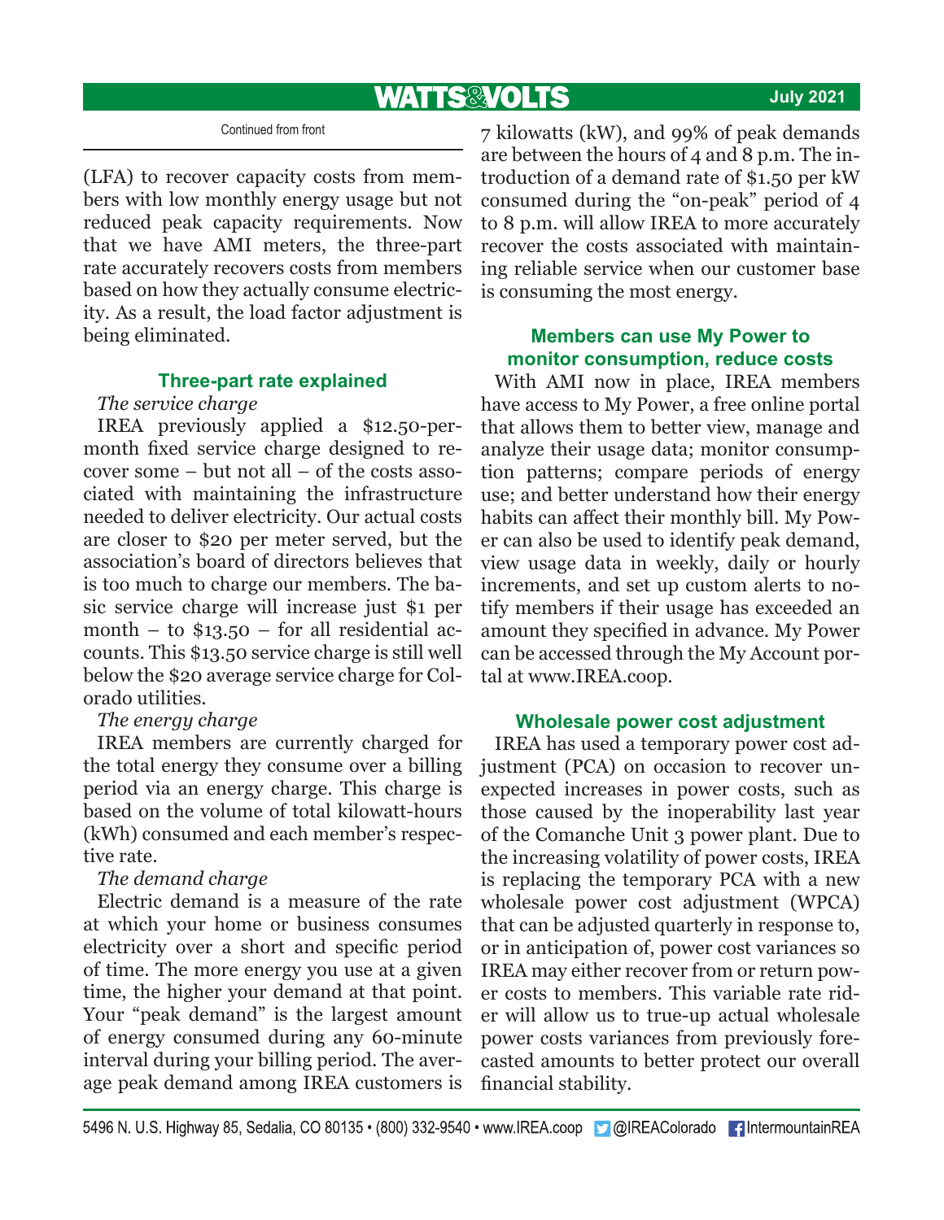Continued from front

(LFA) to recover capacity costs from members with low monthly energy usage but not reduced peak capacity requirements. Now that we have AMI meters, the three-part rate accurately recovers costs from members based on how they actually consume electricity. As a result, the load factor adjustment is being eliminated.

## Three-part rate explained

*The service charge*

IREA previously applied a $12.50-per-month fixed service charge designed to recover some – but not all – of the costs associated with maintaining the infrastructure needed to deliver electricity. Our actual costs are closer to $20 per meter served, but the association's board of directors believes that is too much to charge our members. The basic service charge will increase just $1 per month – to $13.50 – for all residential accounts. This $13.50 service charge is still well below the $20 average service charge for Colorado utilities.

*The energy charge*

IREA members are currently charged for the total energy they consume over a billing period via an energy charge. This charge is based on the volume of total kilowatt-hours (kWh) consumed and each member's respective rate.

*The demand charge*

Electric demand is a measure of the rate at which your home or business consumes electricity over a short and specific period of time. The more energy you use at a given time, the higher your demand at that point. Your "peak demand" is the largest amount of energy consumed during any 60-minute interval during your billing period. The average peak demand among IREA customers is 7 kilowatts (kW), and 99% of peak demands are between the hours of 4 and 8 p.m. The introduction of a demand rate of $1.50 per kW consumed during the "on-peak" period of 4 to 8 p.m. will allow IREA to more accurately recover the costs associated with maintaining reliable service when our customer base is consuming the most energy.

## Members can use My Power to monitor consumption, reduce costs

With AMI now in place, IREA members have access to My Power, a free online portal that allows them to better view, manage and analyze their usage data; monitor consumption patterns; compare periods of energy use; and better understand how their energy habits can affect their monthly bill. My Power can also be used to identify peak demand, view usage data in weekly, daily or hourly increments, and set up custom alerts to notify members if their usage has exceeded an amount they specified in advance. My Power can be accessed through the My Account portal at www.IREA.coop.

## Wholesale power cost adjustment

IREA has used a temporary power cost adjustment (PCA) on occasion to recover unexpected increases in power costs, such as those caused by the inoperability last year of the Comanche Unit 3 power plant. Due to the increasing volatility of power costs, IREA is replacing the temporary PCA with a new wholesale power cost adjustment (WPCA) that can be adjusted quarterly in response to, or in anticipation of, power cost variances so IREA may either recover from or return power costs to members. This variable rate rider will allow us to true-up actual wholesale power costs variances from previously forecasted amounts to better protect our overall financial stability.

5496 N. U.S. Highway 85, Sedalia, CO 80135 • (800) 332-9540 • www.IREA.coop @IREAColorado IntermountainREA